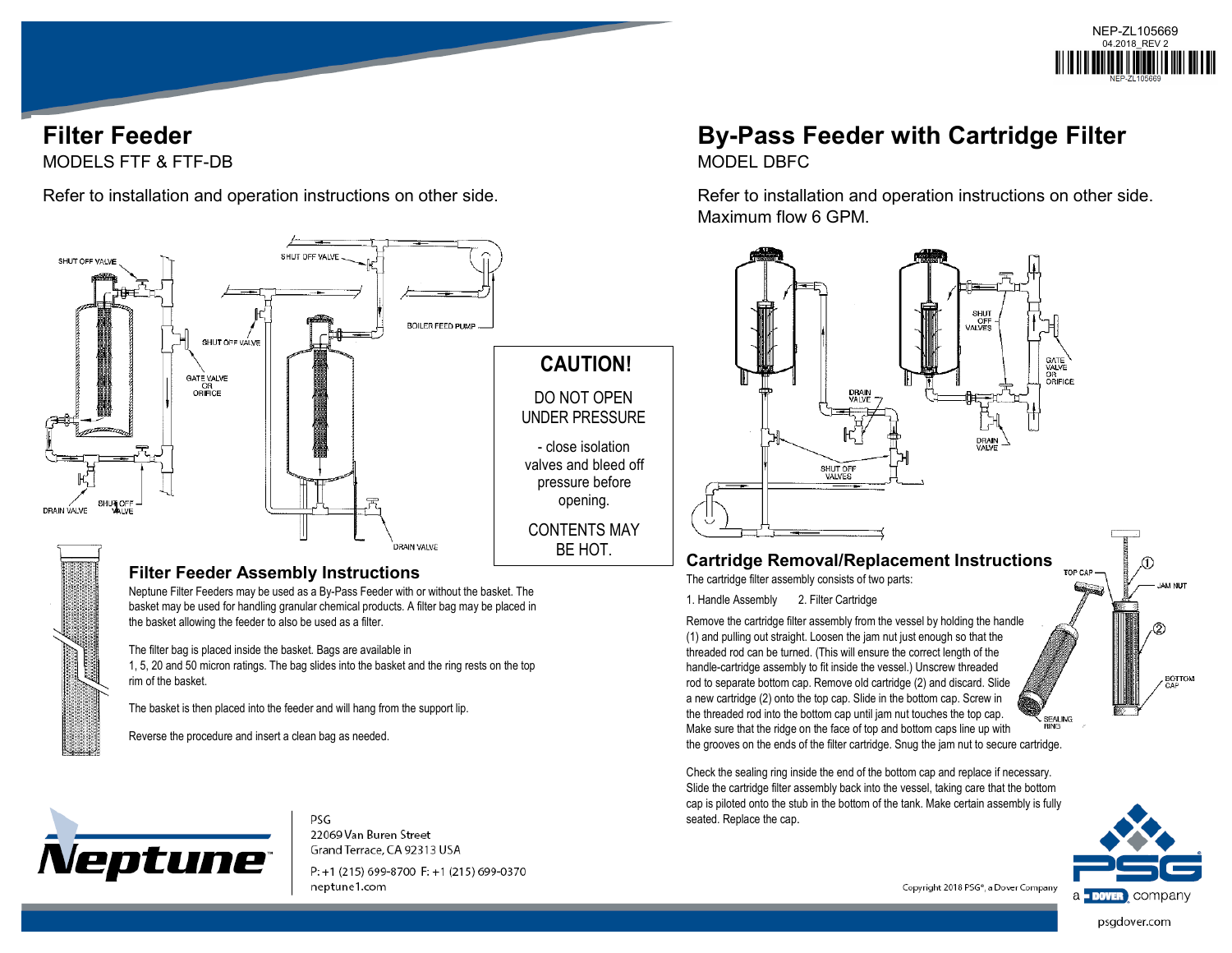NEP-ZL105669
04.2018_REV 2

# Filter Feeder

MODELS FTF & FTF-DB

Refer to installation and operation instructions on other side.

SHUT OFF VALVE

SHUT OFF VALVE

BOILER FEED PUMP

SHUT OFF VALVE

GATE VALVE OR ORIFICE

DRAIN VALVE

SHUT OFF VALVE

DRAIN VALVE

## CAUTION!

DO NOT OPEN UNDER PRESSURE

- close isolation valves and bleed off pressure before opening.

CONTENTS MAY BE HOT.

### Filter Feeder Assembly Instructions

Neptune Filter Feeders may be used as a By-Pass Feeder with or without the basket. The basket may be used for handling granular chemical products. A filter bag may be placed in the basket allowing the feeder to also be used as a filter.

The filter bag is placed inside the basket. Bags are available in 1, 5, 20 and 50 micron ratings. The bag slides into the basket and the ring rests on the top rim of the basket.

The basket is then placed into the feeder and will hang from the support lip.

Reverse the procedure and insert a clean bag as needed.

# By-Pass Feeder with Cartridge Filter

MODEL DBFC

Refer to installation and operation instructions on other side.
Maximum flow 6 GPM.

SHUT OFF VALVES

GATE VALVE OR ORIFICE

DRAIN VALVE

DRAIN VALVE

SHUT OFF VALVES

### Cartridge Removal/Replacement Instructions

The cartridge filter assembly consists of two parts:

1. Handle Assembly 2. Filter Cartridge

Remove the cartridge filter assembly from the vessel by holding the handle (1) and pulling out straight. Loosen the jam nut just enough so that the threaded rod can be turned. (This will ensure the correct length of the handle-cartridge assembly to fit inside the vessel.) Unscrew threaded rod to separate bottom cap. Remove old cartridge (2) and discard. Slide a new cartridge (2) onto the top cap. Slide in the bottom cap. Screw in the threaded rod into the bottom cap until jam nut touches the top cap. Make sure that the ridge on the face of top and bottom caps line up with the grooves on the ends of the filter cartridge. Snug the jam nut to secure cartridge.

Check the sealing ring inside the end of the bottom cap and replace if necessary. Slide the cartridge filter assembly back into the vessel, taking care that the bottom cap is piloted onto the stub in the bottom of the tank. Make certain assembly is fully seated. Replace the cap.

TOP CAP — ① — JAM NUT — ② — BOTTOM CAP — SEALING RING

Neptune

PSG
22069 Van Buren Street
Grand Terrace, CA 92313 USA
P: +1 (215) 699-8700 F: +1 (215) 699-0370
neptune1.com

Copyright 2018 PSG®, a Dover Company

PSG a DOVER company
psgdover.com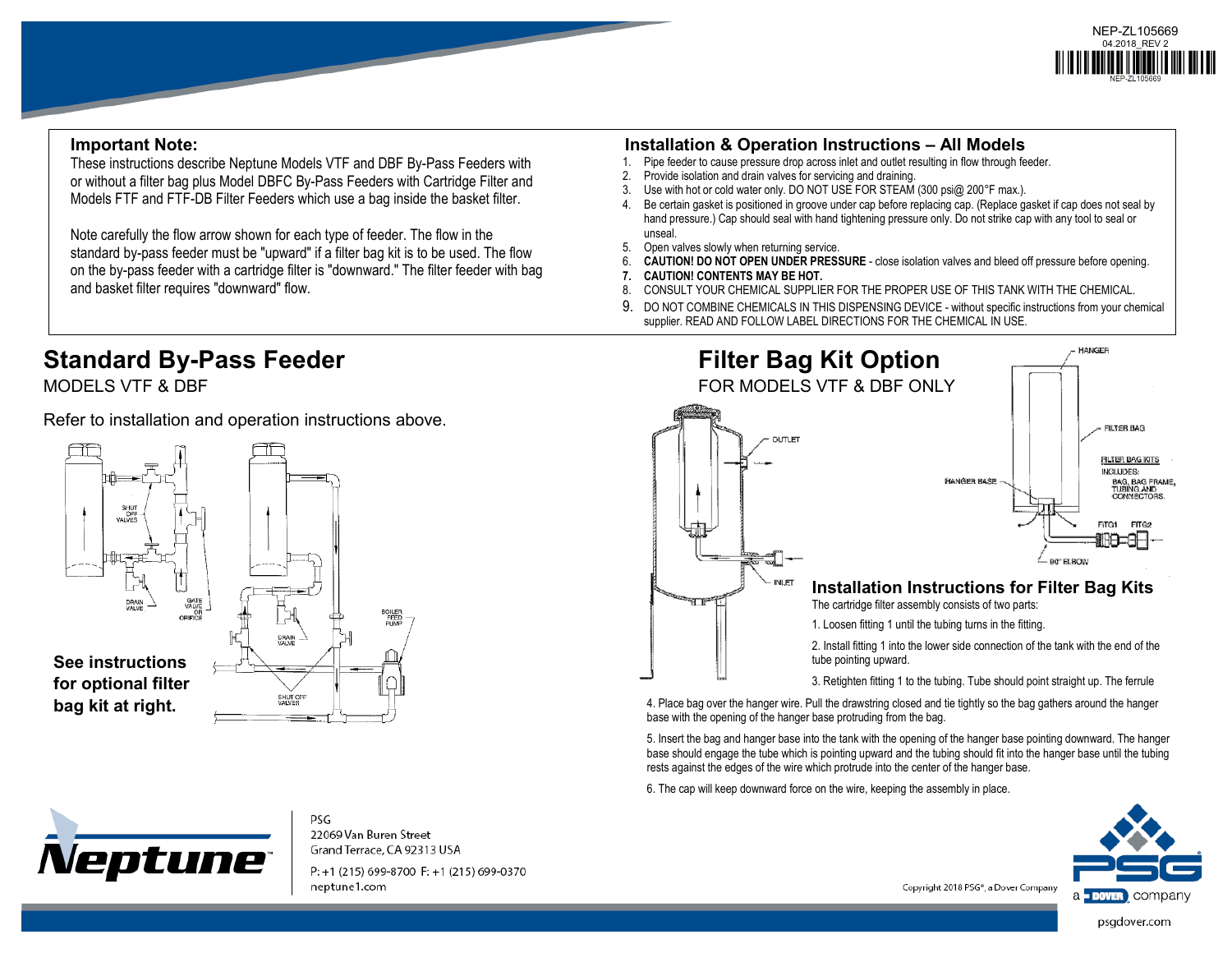NEP-ZL105669
04.2018_REV 2

## Important Note:

These instructions describe Neptune Models VTF and DBF By-Pass Feeders with or without a filter bag plus Model DBFC By-Pass Feeders with Cartridge Filter and Models FTF and FTF-DB Filter Feeders which use a bag inside the basket filter.

Note carefully the flow arrow shown for each type of feeder. The flow in the standard by-pass feeder must be "upward" if a filter bag kit is to be used. The flow on the by-pass feeder with a cartridge filter is "downward." The filter feeder with bag and basket filter requires "downward" flow.

## Installation & Operation Instructions – All Models

1. Pipe feeder to cause pressure drop across inlet and outlet resulting in flow through feeder.
2. Provide isolation and drain valves for servicing and draining.
3. Use with hot or cold water only. DO NOT USE FOR STEAM (300 psi@ 200°F max.).
4. Be certain gasket is positioned in groove under cap before replacing cap. (Replace gasket if cap does not seal by hand pressure.) Cap should seal with hand tightening pressure only. Do not strike cap with any tool to seal or unseal.
5. Open valves slowly when returning service.
6. **CAUTION! DO NOT OPEN UNDER PRESSURE** - close isolation valves and bleed off pressure before opening.
7. **CAUTION! CONTENTS MAY BE HOT.**
8. CONSULT YOUR CHEMICAL SUPPLIER FOR THE PROPER USE OF THIS TANK WITH THE CHEMICAL.
9. DO NOT COMBINE CHEMICALS IN THIS DISPENSING DEVICE - without specific instructions from your chemical supplier. READ AND FOLLOW LABEL DIRECTIONS FOR THE CHEMICAL IN USE.

# Standard By-Pass Feeder

MODELS VTF & DBF

Refer to installation and operation instructions above.

SHUT OFF VALVES

DRAIN VALVE

GATE VALVE OR ORIFICE

BOILER FEED PUMP

DRAIN VALVE

SHUT OFF VALVES

**See instructions for optional filter bag kit at right.**

# Filter Bag Kit Option

FOR MODELS VTF & DBF ONLY

OUTLET

INLET

HANGER

FILTER BAG

FILTER BAG KITS INCLUDES: BAG, BAG FRAME, TUBING AND CONNECTORS.

HANGER BASE

FITG1 FITG2

90° ELBOW

## Installation Instructions for Filter Bag Kits

The cartridge filter assembly consists of two parts:

1. Loosen fitting 1 until the tubing turns in the fitting.

2. Install fitting 1 into the lower side connection of the tank with the end of the tube pointing upward.

3. Retighten fitting 1 to the tubing. Tube should point straight up. The ferrule

4. Place bag over the hanger wire. Pull the drawstring closed and tie tightly so the bag gathers around the hanger base with the opening of the hanger base protruding from the bag.

5. Insert the bag and hanger base into the tank with the opening of the hanger base pointing downward. The hanger base should engage the tube which is pointing upward and the tubing should fit into the hanger base until the tubing rests against the edges of the wire which protrude into the center of the hanger base.

6. The cap will keep downward force on the wire, keeping the assembly in place.

Neptune

PSG
22069 Van Buren Street
Grand Terrace, CA 92313 USA
P: +1 (215) 699-8700 F: +1 (215) 699-0370
neptune1.com

Copyright 2018 PSG®, a Dover Company

PSG a DOVER company

psgdover.com